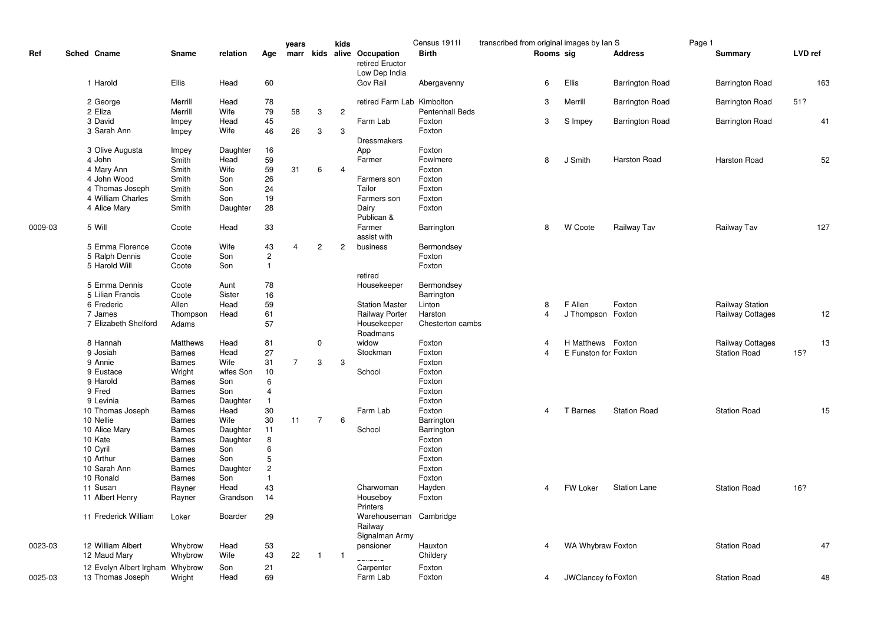Census 1911l    transcribed from original images by Ian S

| Ref | Sched | Cname | Sname | relation | Age | years marr | kids | kids alive | Occupation | Birth | Rooms | sig | Address | Summary | LVD ref |
|---|---|---|---|---|---|---|---|---|---|---|---|---|---|---|---|
| | 1 | Harold | Ellis | Head | 60 | | | | retired Eructor Low Dep India Gov Rail | Abergavenny | 6 | Ellis | Barrington Road | Barrington Road | 163 |
| | 2 | George | Merrill | Head | 78 | | | | retired Farm Lab | Kimbolton | 3 | Merrill | Barrington Road | Barrington Road | 51? |
| | 2 | Eliza | Merrill | Wife | 79 | 58 | 3 | 2 | | Pentenhall Beds | | | | | |
| | 3 | David | Impey | Head | 45 | | | | Farm Lab | Foxton | 3 | S Impey | Barrington Road | Barrington Road | 41 |
| | 3 | Sarah Ann | Impey | Wife | 46 | 26 | 3 | 3 | | Foxton | | | | | |
| | 3 | Olive Augusta | Impey | Daughter | 16 | | | | Dressmakers App | Foxton | | | | | |
| | 4 | John | Smith | Head | 59 | | | | Farmer | Fowlmere | 8 | J Smith | Harston Road | Harston Road | 52 |
| | 4 | Mary Ann | Smith | Wife | 59 | 31 | 6 | 4 | | Foxton | | | | | |
| | 4 | John Wood | Smith | Son | 26 | | | | Farmers son | Foxton | | | | | |
| | 4 | Thomas Joseph | Smith | Son | 24 | | | | Tailor | Foxton | | | | | |
| | 4 | William Charles | Smith | Son | 19 | | | | Farmers son | Foxton | | | | | |
| | 4 | Alice Mary | Smith | Daughter | 28 | | | | Dairy | Foxton | | | | | |
| 0009-03 | 5 | Will | Coote | Head | 33 | | | | Publican & Farmer | Barrington | 8 | W Coote | Railway Tav | Railway Tav | 127 |
| | 5 | Emma Florence | Coote | Wife | 43 | 4 | 2 | 2 | assist with business | Bermondsey | | | | | |
| | 5 | Ralph Dennis | Coote | Son | 2 | | | | | Foxton | | | | | |
| | 5 | Harold Will | Coote | Son | 1 | | | | | Foxton | | | | | |
| | 5 | Emma Dennis | Coote | Aunt | 78 | | | | retired Housekeeper | Bermondsey | | | | | |
| | 5 | Lilian Francis | Coote | Sister | 16 | | | | | Barrington | | | | | |
| | 6 | Frederic | Allen | Head | 59 | | | | Station Master | Linton | 8 | F Allen | Foxton | Railway Station | |
| | 7 | James | Thompson | Head | 61 | | | | Railway Porter | Harston | 4 | J Thompson | Foxton | Railway Cottages | 12 |
| | 7 | Elizabeth Shelford | Adams | | 57 | | | | Housekeeper | Chesterton cambs | | | | | |
| | 8 | Hannah | Matthews | Head | 81 | | 0 | | Roadmans widow | Foxton | 4 | H Matthews | Foxton | Railway Cottages | 13 |
| | 9 | Josiah | Barnes | Head | 27 | | | | Stockman | Foxton | 4 | E Funston for | Foxton | Station Road | 15? |
| | 9 | Annie | Barnes | Wife | 31 | 7 | 3 | 3 | | Foxton | | | | | |
| | 9 | Eustace | Wright | wifes Son | 10 | | | | School | Foxton | | | | | |
| | 9 | Harold | Barnes | Son | 6 | | | | | Foxton | | | | | |
| | 9 | Fred | Barnes | Son | 4 | | | | | Foxton | | | | | |
| | 9 | Levinia | Barnes | Daughter | 1 | | | | | Foxton | | | | | |
| | 10 | Thomas Joseph | Barnes | Head | 30 | | | | Farm Lab | Foxton | 4 | T Barnes | Station Road | Station Road | 15 |
| | 10 | Nellie | Barnes | Wife | 30 | 11 | 7 | 6 | | Barrington | | | | | |
| | 10 | Alice Mary | Barnes | Daughter | 11 | | | | School | Barrington | | | | | |
| | 10 | Kate | Barnes | Daughter | 8 | | | | | Foxton | | | | | |
| | 10 | Cyril | Barnes | Son | 6 | | | | | Foxton | | | | | |
| | 10 | Arthur | Barnes | Son | 5 | | | | | Foxton | | | | | |
| | 10 | Sarah Ann | Barnes | Daughter | 2 | | | | | Foxton | | | | | |
| | 10 | Ronald | Barnes | Son | 1 | | | | | Foxton | | | | | |
| | 11 | Susan | Rayner | Head | 43 | | | | Charwoman | Hayden | 4 | FW Loker | Station Lane | Station Road | 16? |
| | 11 | Albert Henry | Rayner | Grandson | 14 | | | | Houseboy | Foxton | | | | | |
| | 11 | Frederick William | Loker | Boarder | 29 | | | | Printers Warehouseman | Cambridge | | | | | |
| 0023-03 | 12 | William Albert | Whybrow | Head | 53 | | | | Railway Signalman Army pensioner | Hauxton | 4 | WA Whybraw | Foxton | Station Road | 47 |
| | 12 | Maud Mary | Whybrow | Wife | 43 | 22 | 1 | 1 | | Childery | | | | | |
| | 12 | Evelyn Albert Irgham | Whybrow | Son | 21 | | | | Carpenter | Foxton | | | | | |
| 0025-03 | 13 | Thomas Joseph | Wright | Head | 69 | | | | Farm Lab | Foxton | 4 | JWClancey fo | Foxton | Station Road | 48 |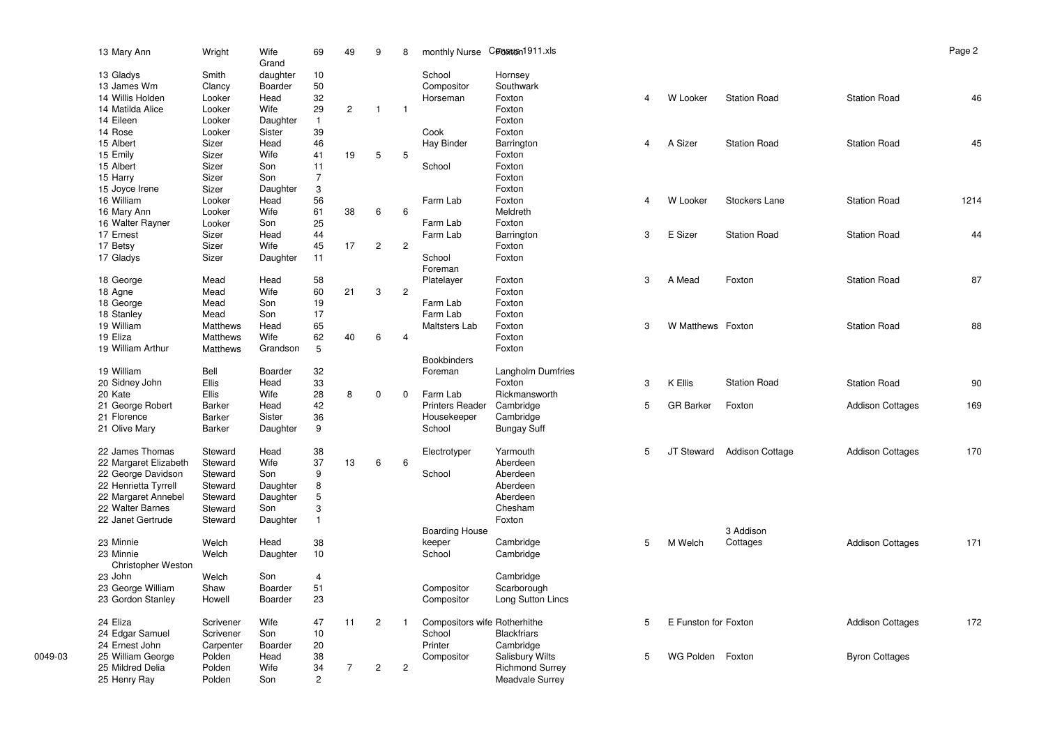| | | | | | | | | | | | | | | |
|---|---|---|---|---|---|---|---|---|---|---|---|---|---|---|
| | 13 Mary Ann | Wright | Wife | 69 | 49 | 9 | 8 | monthly Nurse | Foxton | | | | | |
| | 13 Gladys | Smith | Grand daughter | 10 | | | | School | Hornsey | | | | | |
| | 13 James Wm | Clancy | Boarder | 50 | | | | Compositor | Southwark | | | | | |
| | 14 Willis Holden | Looker | Head | 32 | | | | Horseman | Foxton | 4 | W Looker | Station Road | Station Road | 46 |
| | 14 Matilda Alice | Looker | Wife | 29 | 2 | 1 | 1 | | Foxton | | | | | |
| | 14 Eileen | Looker | Daughter | 1 | | | | | Foxton | | | | | |
| | 14 Rose | Looker | Sister | 39 | | | | Cook | Foxton | | | | | |
| | 15 Albert | Sizer | Head | 46 | | | | Hay Binder | Barrington | 4 | A Sizer | Station Road | Station Road | 45 |
| | 15 Emily | Sizer | Wife | 41 | 19 | 5 | 5 | | Foxton | | | | | |
| | 15 Albert | Sizer | Son | 11 | | | | School | Foxton | | | | | |
| | 15 Harry | Sizer | Son | 7 | | | | | Foxton | | | | | |
| | 15 Joyce Irene | Sizer | Daughter | 3 | | | | | Foxton | | | | | |
| | 16 William | Looker | Head | 56 | | | | Farm Lab | Foxton | 4 | W Looker | Stockers Lane | Station Road | 1214 |
| | 16 Mary Ann | Looker | Wife | 61 | 38 | 6 | 6 | | Meldreth | | | | | |
| | 16 Walter Rayner | Looker | Son | 25 | | | | Farm Lab | Foxton | | | | | |
| | 17 Ernest | Sizer | Head | 44 | | | | Farm Lab | Barrington | 3 | E Sizer | Station Road | Station Road | 44 |
| | 17 Betsy | Sizer | Wife | 45 | 17 | 2 | 2 | | Foxton | | | | | |
| | 17 Gladys | Sizer | Daughter | 11 | | | | School | Foxton | | | | | |
| | 18 George | Mead | Head | 58 | | | | Foreman Platelayer | Foxton | 3 | A Mead | Foxton | Station Road | 87 |
| | 18 Agne | Mead | Wife | 60 | 21 | 3 | 2 | | Foxton | | | | | |
| | 18 George | Mead | Son | 19 | | | | Farm Lab | Foxton | | | | | |
| | 18 Stanley | Mead | Son | 17 | | | | Farm Lab | Foxton | | | | | |
| | 19 William | Matthews | Head | 65 | | | | Maltsters Lab | Foxton | 3 | W Matthews | Foxton | Station Road | 88 |
| | 19 Eliza | Matthews | Wife | 62 | 40 | 6 | 4 | | Foxton | | | | | |
| | 19 William Arthur | Matthews | Grandson | 5 | | | | | Foxton | | | | | |
| | 19 William | Bell | Boarder | 32 | | | | Bookbinders Foreman | Langholm Dumfries | | | | | |
| | 20 Sidney John | Ellis | Head | 33 | | | | | Foxton | 3 | K Ellis | Station Road | Station Road | 90 |
| | 20 Kate | Ellis | Wife | 28 | 8 | 0 | 0 | Farm Lab | Rickmansworth | | | | | |
| | 21 George Robert | Barker | Head | 42 | | | | Printers Reader | Cambridge | 5 | GR Barker | Foxton | Addison Cottages | 169 |
| | 21 Florence | Barker | Sister | 36 | | | | Housekeeper | Cambridge | | | | | |
| | 21 Olive Mary | Barker | Daughter | 9 | | | | School | Bungay Suff | | | | | |
| | 22 James Thomas | Steward | Head | 38 | | | | Electrotyper | Yarmouth | 5 | JT Steward | Addison Cottage | Addison Cottages | 170 |
| | 22 Margaret Elizabeth | Steward | Wife | 37 | 13 | 6 | 6 | | Aberdeen | | | | | |
| | 22 George Davidson | Steward | Son | 9 | | | | School | Aberdeen | | | | | |
| | 22 Henrietta Tyrrell | Steward | Daughter | 8 | | | | | Aberdeen | | | | | |
| | 22 Margaret Annebel | Steward | Daughter | 5 | | | | | Aberdeen | | | | | |
| | 22 Walter Barnes | Steward | Son | 3 | | | | | Chesham | | | | | |
| | 22 Janet Gertrude | Steward | Daughter | 1 | | | | | Foxton | | | | | |
| | 23 Minnie | Welch | Head | 38 | | | | Boarding House keeper | Cambridge | 5 | M Welch | 3 Addison Cottages | Addison Cottages | 171 |
| | 23 Minnie | Welch | Daughter | 10 | | | | School | Cambridge | | | | | |
| | 23 John Christopher Weston | Welch | Son | 4 | | | | | Cambridge | | | | | |
| | 23 George William | Shaw | Boarder | 51 | | | | Compositor | Scarborough | | | | | |
| | 23 Gordon Stanley | Howell | Boarder | 23 | | | | Compositor | Long Sutton Lincs | | | | | |
| | 24 Eliza | Scrivener | Wife | 47 | 11 | 2 | 1 | Compositors wife | Rotherhithe | 5 | E Funston for | Foxton | Addison Cottages | 172 |
| | 24 Edgar Samuel | Scrivener | Son | 10 | | | | School | Blackfriars | | | | | |
| | 24 Ernest John | Carpenter | Boarder | 20 | | | | Printer | Cambridge | | | | | |
| 0049-03 | 25 William George | Polden | Head | 38 | | | | Compositor | Salisbury Wilts | 5 | WG Polden | Foxton | Byron Cottages | |
| | 25 Mildred Delia | Polden | Wife | 34 | 7 | 2 | 2 | | Richmond Surrey | | | | | |
| | 25 Henry Ray | Polden | Son | 2 | | | | | Meadvale Surrey | | | | | |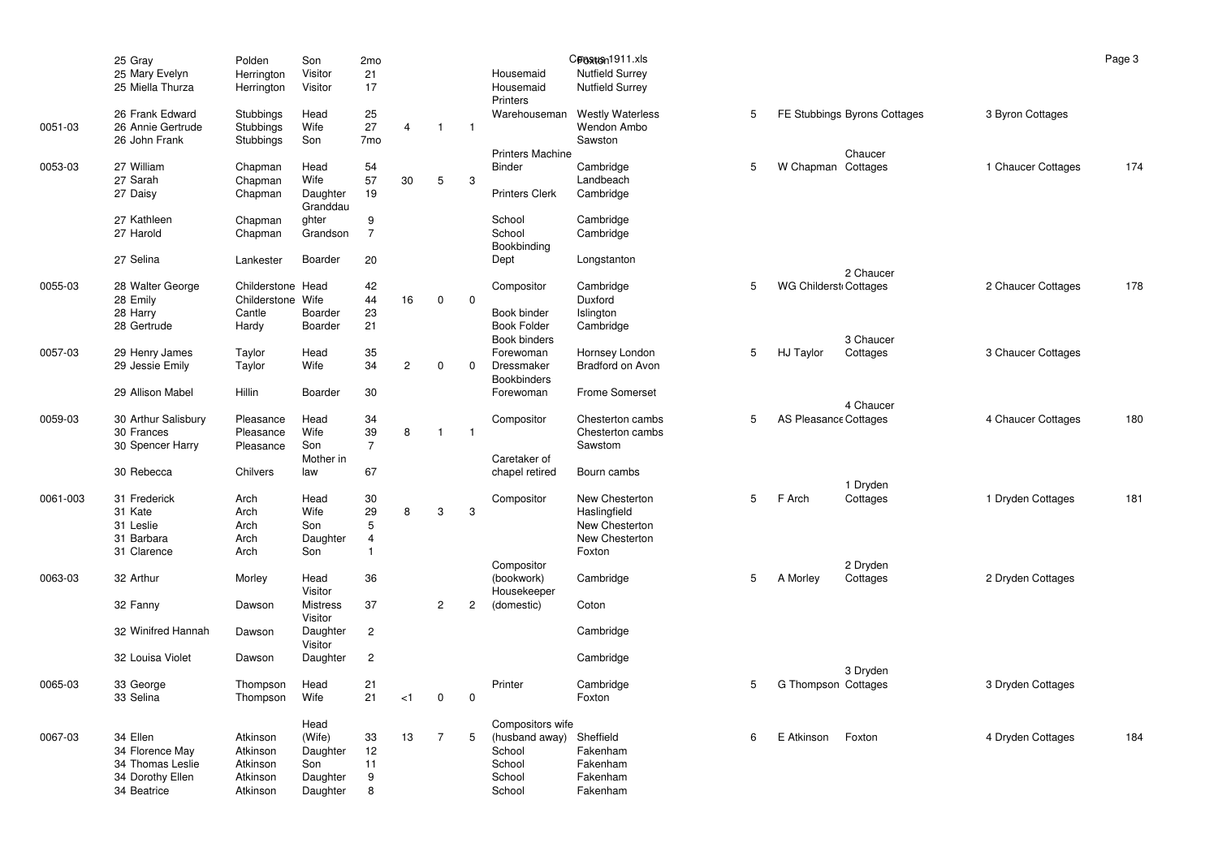| | | | | | | | | | | | | | | |
|---|---|---|---|---|---|---|---|---|---|---|---|---|---|---|
| | 25 Gray | Polden | Son | 2mo | | | | | | | | | | |
| | 25 Mary Evelyn | Herrington | Visitor | 21 | | | | Housemaid | Nutfield Surrey | | | | | |
| | 25 Miella Thurza | Herrington | Visitor | 17 | | | | Housemaid | Nutfield Surrey | | | | | |
| | 26 Frank Edward | Stubbings | Head | 25 | | | | Printers Warehouseman | Westly Waterless | 5 | FE Stubbings | Byrons Cottages | 3 Byron Cottages | |
| 0051-03 | 26 Annie Gertrude | Stubbings | Wife | 27 | 4 | 1 | 1 | | Wendon Ambo | | | | | |
| | 26 John Frank | Stubbings | Son | 7mo | | | | | Sawston | | | | | |
| 0053-03 | 27 William | Chapman | Head | 54 | | | | Printers Machine Binder | Cambridge | 5 | W Chapman | Chaucer Cottages | 1 Chaucer Cottages | 174 |
| | 27 Sarah | Chapman | Wife | 57 | 30 | 5 | 3 | | Landbeach | | | | | |
| | 27 Daisy | Chapman | Daughter | 19 | | | | Printers Clerk | Cambridge | | | | | |
| | 27 Kathleen | Chapman | Granddaughter | 9 | | | | School | Cambridge | | | | | |
| | 27 Harold | Chapman | Grandson | 7 | | | | School | Cambridge | | | | | |
| | 27 Selina | Lankester | Boarder | 20 | | | | Bookbinding Dept | Longstanton | | | | | |
| 0055-03 | 28 Walter George | Childerstone | Head | 42 | | | | Compositor | Cambridge | 5 | WG Childerst | 2 Chaucer Cottages | 2 Chaucer Cottages | 178 |
| | 28 Emily | Childerstone | Wife | 44 | 16 | 0 | 0 | | Duxford | | | | | |
| | 28 Harry | Cantle | Boarder | 23 | | | | Book binder | Islington | | | | | |
| | 28 Gertrude | Hardy | Boarder | 21 | | | | Book Folder | Cambridge | | | | | |
| 0057-03 | 29 Henry James | Taylor | Head | 35 | | | | Book binders Forewoman | Hornsey London | 5 | HJ Taylor | 3 Chaucer Cottages | 3 Chaucer Cottages | |
| | 29 Jessie Emily | Taylor | Wife | 34 | 2 | 0 | 0 | Dressmaker | Bradford on Avon | | | | | |
| | 29 Allison Mabel | Hillin | Boarder | 30 | | | | Bookbinders Forewoman | Frome Somerset | | | | | |
| 0059-03 | 30 Arthur Salisbury | Pleasance | Head | 34 | | | | Compositor | Chesterton cambs | 5 | AS Pleasance | 4 Chaucer Cottages | 4 Chaucer Cottages | 180 |
| | 30 Frances | Pleasance | Wife | 39 | 8 | 1 | 1 | | Chesterton cambs | | | | | |
| | 30 Spencer Harry | Pleasance | Son | 7 | | | | | Sawstom | | | | | |
| | 30 Rebecca | Chilvers | Mother in law | 67 | | | | Caretaker of chapel retired | Bourn cambs | | | | | |
| 0061-003 | 31 Frederick | Arch | Head | 30 | | | | Compositor | New Chesterton | 5 | F Arch | 1 Dryden Cottages | 1 Dryden Cottages | 181 |
| | 31 Kate | Arch | Wife | 29 | 8 | 3 | 3 | | Haslingfield | | | | | |
| | 31 Leslie | Arch | Son | 5 | | | | | New Chesterton | | | | | |
| | 31 Barbara | Arch | Daughter | 4 | | | | | New Chesterton | | | | | |
| | 31 Clarence | Arch | Son | 1 | | | | | Foxton | | | | | |
| 0063-03 | 32 Arthur | Morley | Head | 36 | | | | Compositor (bookwork) | Cambridge | 5 | A Morley | 2 Dryden Cottages | 2 Dryden Cottages | |
| | 32 Fanny | Dawson | Visitor Mistress | 37 | | 2 | 2 | Housekeeper (domestic) | Coton | | | | | |
| | 32 Winifred Hannah | Dawson | Visitor Daughter | 2 | | | | | Cambridge | | | | | |
| | 32 Louisa Violet | Dawson | Visitor Daughter | 2 | | | | | Cambridge | | | | | |
| 0065-03 | 33 George | Thompson | Head | 21 | | | | Printer | Cambridge | 5 | G Thompson | 3 Dryden Cottages | 3 Dryden Cottages | |
| | 33 Selina | Thompson | Wife | 21 | <1 | 0 | 0 | | Foxton | | | | | |
| 0067-03 | 34 Ellen | Atkinson | Head (Wife) | 33 | 13 | 7 | 5 | Compositors wife (husband away) | Sheffield | 6 | E Atkinson | Foxton | 4 Dryden Cottages | 184 |
| | 34 Florence May | Atkinson | Daughter | 12 | | | | School | Fakenham | | | | | |
| | 34 Thomas Leslie | Atkinson | Son | 11 | | | | School | Fakenham | | | | | |
| | 34 Dorothy Ellen | Atkinson | Daughter | 9 | | | | School | Fakenham | | | | | |
| | 34 Beatrice | Atkinson | Daughter | 8 | | | | School | Fakenham | | | | | |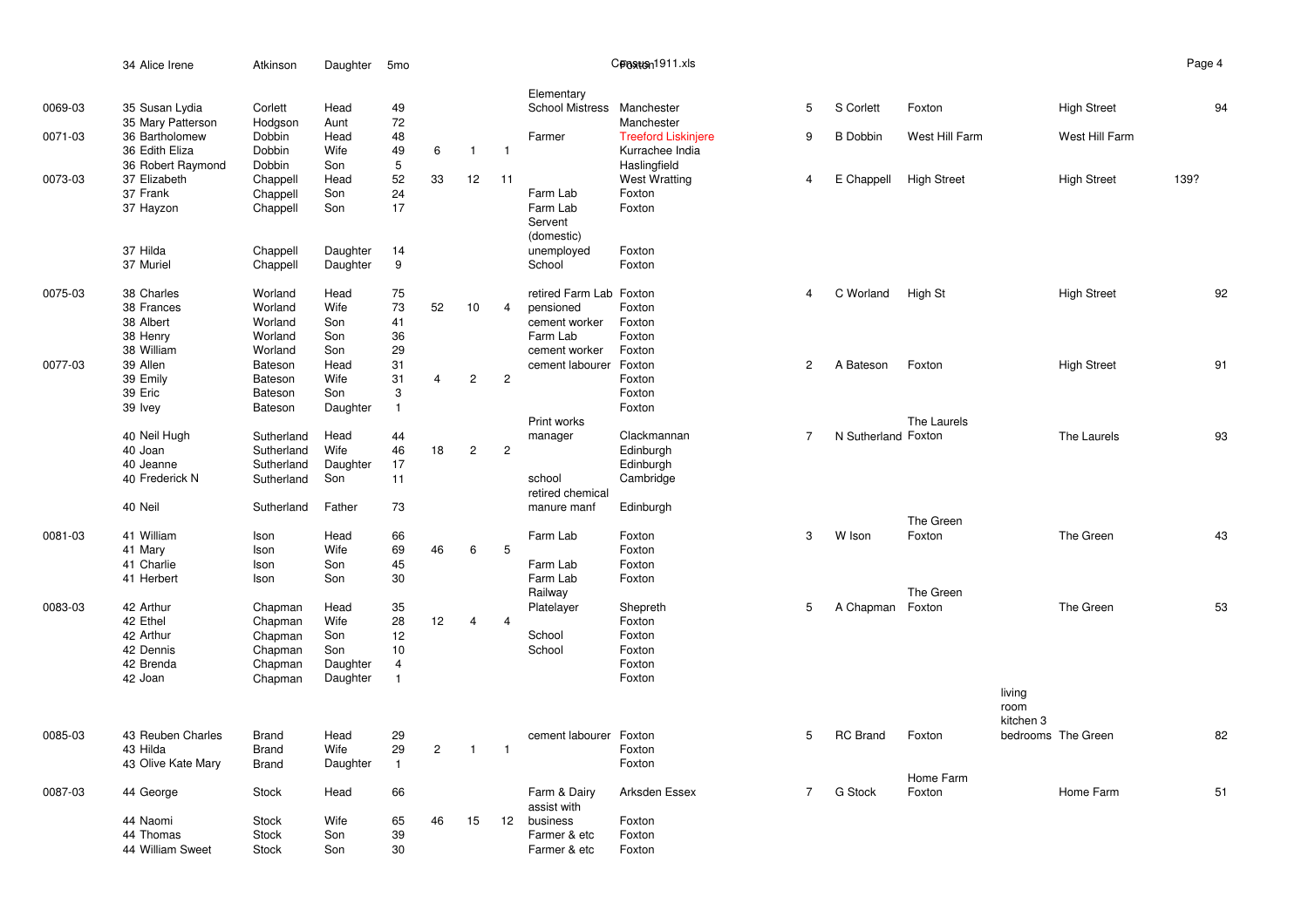| | | | | | | | | | | | | | | | | |
|---|---|---|---|---|---|---|---|---|---|---|---|---|---|---|---|---|
| | 34 Alice Irene | Atkinson | Daughter | 5mo | | | | | | | | | | | | |
| 0069-03 | 35 Susan Lydia | Corlett | Head | 49 | | | | Elementary School Mistress | Manchester | 5 | S Corlett | Foxton | | High Street | | 94 |
| | 35 Mary Patterson | Hodgson | Aunt | 72 | | | | | Manchester | | | | | | | |
| 0071-03 | 36 Bartholomew | Dobbin | Head | 48 | | | | Farmer | Treeford Liskinjere | 9 | B Dobbin | West Hill Farm | | West Hill Farm | | |
| | 36 Edith Eliza | Dobbin | Wife | 49 | 6 | 1 | 1 | | Kurrachee India | | | | | | | |
| | 36 Robert Raymond | Dobbin | Son | 5 | | | | | Haslingfield | | | | | | | |
| 0073-03 | 37 Elizabeth | Chappell | Head | 52 | 33 | 12 | 11 | | West Wratting | 4 | E Chappell | High Street | | High Street | 139? | |
| | 37 Frank | Chappell | Son | 24 | | | | Farm Lab | Foxton | | | | | | | |
| | 37 Hayzon | Chappell | Son | 17 | | | | Farm Lab | Foxton | | | | | | | |
| | 37 Hilda | Chappell | Daughter | 14 | | | | Servent (domestic) unemployed | Foxton | | | | | | | |
| | 37 Muriel | Chappell | Daughter | 9 | | | | School | Foxton | | | | | | | |
| 0075-03 | 38 Charles | Worland | Head | 75 | | | | retired Farm Lab | Foxton | 4 | C Worland | High St | | High Street | | 92 |
| | 38 Frances | Worland | Wife | 73 | 52 | 10 | 4 | pensioned | Foxton | | | | | | | |
| | 38 Albert | Worland | Son | 41 | | | | cement worker | Foxton | | | | | | | |
| | 38 Henry | Worland | Son | 36 | | | | Farm Lab | Foxton | | | | | | | |
| | 38 William | Worland | Son | 29 | | | | cement worker | Foxton | | | | | | | |
| 0077-03 | 39 Allen | Bateson | Head | 31 | | | | cement labourer | Foxton | 2 | A Bateson | Foxton | | High Street | | 91 |
| | 39 Emily | Bateson | Wife | 31 | 4 | 2 | 2 | | Foxton | | | | | | | |
| | 39 Eric | Bateson | Son | 3 | | | | | Foxton | | | | | | | |
| | 39 Ivey | Bateson | Daughter | 1 | | | | | Foxton | | | | | | | |
| | 40 Neil Hugh | Sutherland | Head | 44 | | | | Print works manager | Clackmannan | 7 | N Sutherland | The Laurels Foxton | | The Laurels | | 93 |
| | 40 Joan | Sutherland | Wife | 46 | 18 | 2 | 2 | | Edinburgh | | | | | | | |
| | 40 Jeanne | Sutherland | Daughter | 17 | | | | | Edinburgh | | | | | | | |
| | 40 Frederick N | Sutherland | Son | 11 | | | | school | Cambridge | | | | | | | |
| | 40 Neil | Sutherland | Father | 73 | | | | retired chemical manure manf | Edinburgh | | | | | | | |
| 0081-03 | 41 William | Ison | Head | 66 | | | | Farm Lab | Foxton | 3 | W Ison | The Green Foxton | | The Green | | 43 |
| | 41 Mary | Ison | Wife | 69 | 46 | 6 | 5 | | Foxton | | | | | | | |
| | 41 Charlie | Ison | Son | 45 | | | | Farm Lab | Foxton | | | | | | | |
| | 41 Herbert | Ison | Son | 30 | | | | Farm Lab | Foxton | | | | | | | |
| 0083-03 | 42 Arthur | Chapman | Head | 35 | | | | Railway Platelayer | Shepreth | 5 | A Chapman | The Green Foxton | | The Green | | 53 |
| | 42 Ethel | Chapman | Wife | 28 | 12 | 4 | 4 | | Foxton | | | | | | | |
| | 42 Arthur | Chapman | Son | 12 | | | | School | Foxton | | | | | | | |
| | 42 Dennis | Chapman | Son | 10 | | | | School | Foxton | | | | | | | |
| | 42 Brenda | Chapman | Daughter | 4 | | | | | Foxton | | | | | | | |
| | 42 Joan | Chapman | Daughter | 1 | | | | | Foxton | | | | | | | |
| 0085-03 | 43 Reuben Charles | Brand | Head | 29 | | | | cement labourer | Foxton | 5 | RC Brand | Foxton | living room kitchen 3 bedrooms | The Green | | 82 |
| | 43 Hilda | Brand | Wife | 29 | 2 | 1 | 1 | | Foxton | | | | | | | |
| | 43 Olive Kate Mary | Brand | Daughter | 1 | | | | | Foxton | | | | | | | |
| 0087-03 | 44 George | Stock | Head | 66 | | | | Farm & Dairy | Arksden Essex | 7 | G Stock | Home Farm Foxton | | Home Farm | | 51 |
| | 44 Naomi | Stock | Wife | 65 | 46 | 15 | 12 | assist with business | Foxton | | | | | | | |
| | 44 Thomas | Stock | Son | 39 | | | | Farmer & etc | Foxton | | | | | | | |
| | 44 William Sweet | Stock | Son | 30 | | | | Farmer & etc | Foxton | | | | | | | |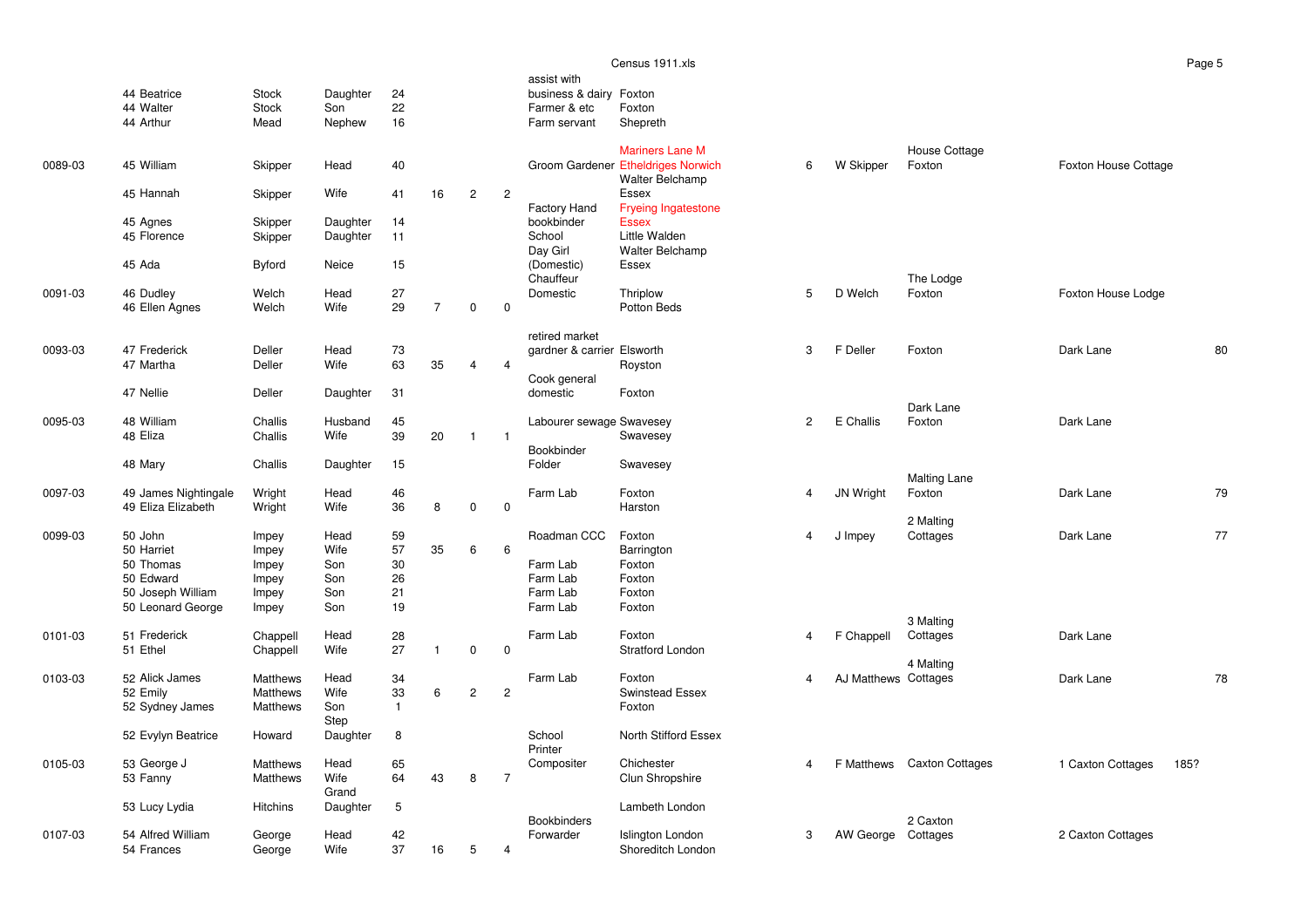| Ref | Name | Surname | Relation | Age | Yrs married | Children born | Children living | Occupation | Birthplace | Rooms | Signature | Address | Location | No. |
|---|---|---|---|---|---|---|---|---|---|---|---|---|---|---|
| | 44 Beatrice | Stock | Daughter | 24 | | | | assist with business & dairy | Foxton | | | | | |
| | 44 Walter | Stock | Son | 22 | | | | Farmer & etc | Foxton | | | | | |
| | 44 Arthur | Mead | Nephew | 16 | | | | Farm servant | Shepreth | | | | | |
| 0089-03 | 45 William | Skipper | Head | 40 | | | | Groom Gardener | Mariners Lane M Etheldriges Norwich | 6 | W Skipper | House Cottage Foxton | Foxton House Cottage | |
| | 45 Hannah | Skipper | Wife | 41 | 16 | 2 | 2 | | Walter Belchamp Essex | | | | | |
| | 45 Agnes | Skipper | Daughter | 14 | | | | Factory Hand bookbinder | Fryeing Ingatestone Essex | | | | | |
| | 45 Florence | Skipper | Daughter | 11 | | | | School | Little Walden | | | | | |
| | 45 Ada | Byford | Neice | 15 | | | | Day Girl (Domestic) | Walter Belchamp Essex | | | | | |
| 0091-03 | 46 Dudley | Welch | Head | 27 | | | | Chauffeur Domestic | Thriplow | 5 | D Welch | The Lodge Foxton | Foxton House Lodge | |
| | 46 Ellen Agnes | Welch | Wife | 29 | 7 | 0 | 0 | | Potton Beds | | | | | |
| 0093-03 | 47 Frederick | Deller | Head | 73 | | | | retired market gardener & carrier | Elsworth | 3 | F Deller | Foxton | Dark Lane | 80 |
| | 47 Martha | Deller | Wife | 63 | 35 | 4 | 4 | | Royston | | | | | |
| | 47 Nellie | Deller | Daughter | 31 | | | | Cook general domestic | Foxton | | | | | |
| 0095-03 | 48 William | Challis | Husband | 45 | | | | Labourer sewage | Swavesey | 2 | E Challis | Dark Lane Foxton | Dark Lane | |
| | 48 Eliza | Challis | Wife | 39 | 20 | 1 | 1 | | Swavesey | | | | | |
| | 48 Mary | Challis | Daughter | 15 | | | | Bookbinder Folder | Swavesey | | | | | |
| 0097-03 | 49 James Nightingale | Wright | Head | 46 | | | | Farm Lab | Foxton | 4 | JN Wright | Malting Lane Foxton | Dark Lane | 79 |
| | 49 Eliza Elizabeth | Wright | Wife | 36 | 8 | 0 | 0 | | Harston | | | | | |
| 0099-03 | 50 John | Impey | Head | 59 | | | | Roadman CCC | Foxton | 4 | J Impey | 2 Malting Cottages | Dark Lane | 77 |
| | 50 Harriet | Impey | Wife | 57 | 35 | 6 | 6 | | Barrington | | | | | |
| | 50 Thomas | Impey | Son | 30 | | | | Farm Lab | Foxton | | | | | |
| | 50 Edward | Impey | Son | 26 | | | | Farm Lab | Foxton | | | | | |
| | 50 Joseph William | Impey | Son | 21 | | | | Farm Lab | Foxton | | | | | |
| | 50 Leonard George | Impey | Son | 19 | | | | Farm Lab | Foxton | | | | | |
| 0101-03 | 51 Frederick | Chappell | Head | 28 | | | | Farm Lab | Foxton | 4 | F Chappell | 3 Malting Cottages | Dark Lane | |
| | 51 Ethel | Chappell | Wife | 27 | 1 | 0 | 0 | | Stratford London | | | | | |
| 0103-03 | 52 Alick James | Matthews | Head | 34 | | | | Farm Lab | Foxton | 4 | AJ Matthews | 4 Malting Cottages | Dark Lane | 78 |
| | 52 Emily | Matthews | Wife | 33 | 6 | 2 | 2 | | Swinstead Essex | | | | | |
| | 52 Sydney James | Matthews | Son | 1 | | | | | Foxton | | | | | |
| | 52 Evylyn Beatrice | Howard | Step Daughter | 8 | | | | School | North Stifford Essex | | | | | |
| 0105-03 | 53 George J | Matthews | Head | 65 | | | | Printer Composițor | Chichester | 4 | F Matthews | Caxton Cottages | 1 Caxton Cottages | 185? |
| | 53 Fanny | Matthews | Wife | 64 | 43 | 8 | 7 | | Clun Shropshire | | | | | |
| | 53 Lucy Lydia | Hitchins | Grand Daughter | 5 | | | | | Lambeth London | | | | | |
| 0107-03 | 54 Alfred William | George | Head | 42 | | | | Bookbinders Forwarder | Islington London | 3 | AW George | 2 Caxton Cottages | 2 Caxton Cottages | |
| | 54 Frances | George | Wife | 37 | 16 | 5 | 4 | | Shoreditch London | | | | | |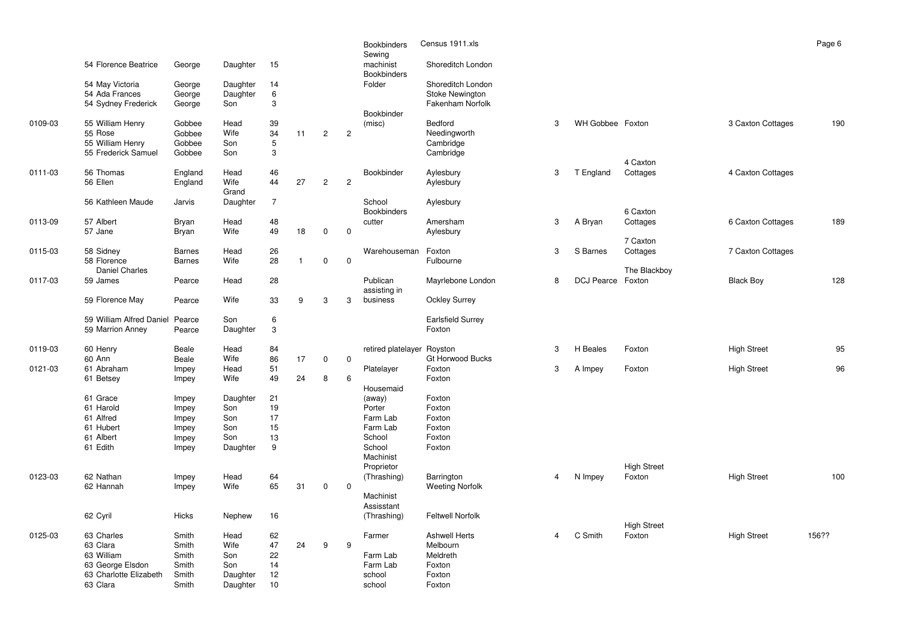Census 1911.xls

| | | | | | | | | | | | | | | |
|---|---|---|---|---|---|---|---|---|---|---|---|---|---|---|
| | 54 Florence Beatrice | George | Daughter | 15 | | | | Bookbinders Sewing machinist | Shoreditch London | | | | | |
| | 54 May Victoria | George | Daughter | 14 | | | | Bookbinders Folder | Shoreditch London | | | | | |
| | 54 Ada Frances | George | Daughter | 6 | | | | | Stoke Newington | | | | | |
| | 54 Sydney Frederick | George | Son | 3 | | | | | Fakenham Norfolk | | | | | |
| 0109-03 | 55 William Henry | Gobbee | Head | 39 | | | | Bookbinder (misc) | Bedford | 3 | WH Gobbee | Foxton | 3 Caxton Cottages | 190 |
| | 55 Rose | Gobbee | Wife | 34 | 11 | 2 | 2 | | Needingworth | | | | | |
| | 55 William Henry | Gobbee | Son | 5 | | | | | Cambridge | | | | | |
| | 55 Frederick Samuel | Gobbee | Son | 3 | | | | | Cambridge | | | | | |
| 0111-03 | 56 Thomas | England | Head | 46 | | | | Bookbinder | Aylesbury | 3 | T England | 4 Caxton Cottages | 4 Caxton Cottages | |
| | 56 Ellen | England | Wife | 44 | 27 | 2 | 2 | | Aylesbury | | | | | |
| | 56 Kathleen Maude | Jarvis | Grand Daughter | 7 | | | | School | Aylesbury | | | | | |
| 0113-09 | 57 Albert | Bryan | Head | 48 | | | | Bookbinders cutter | Amersham | 3 | A Bryan | 6 Caxton Cottages | 6 Caxton Cottages | 189 |
| | 57 Jane | Bryan | Wife | 49 | 18 | 0 | 0 | | Aylesbury | | | | | |
| 0115-03 | 58 Sidney | Barnes | Head | 26 | | | | Warehouseman | Foxton | 3 | S Barnes | 7 Caxton Cottages | 7 Caxton Cottages | |
| | 58 Florence | Barnes | Wife | 28 | 1 | 0 | 0 | | Fulbourne | | | | | |
| 0117-03 | 59 James Daniel Charles | Pearce | Head | 28 | | | | Publican | Mayrlebone London | 8 | DCJ Pearce | The Blackboy Foxton | Black Boy | 128 |
| | 59 Florence May | Pearce | Wife | 33 | 9 | 3 | 3 | assisting in business | Ockley Surrey | | | | | |
| | 59 William Alfred Daniel | Pearce | Son | 6 | | | | | Earlsfield Surrey | | | | | |
| | 59 Marrion Anney | Pearce | Daughter | 3 | | | | | Foxton | | | | | |
| 0119-03 | 60 Henry | Beale | Head | 84 | | | | retired platelayer | Royston | 3 | H Beales | Foxton | High Street | 95 |
| | 60 Ann | Beale | Wife | 86 | 17 | 0 | 0 | | Gt Horwood Bucks | | | | | |
| 0121-03 | 61 Abraham | Impey | Head | 51 | | | | Platelayer | Foxton | 3 | A Impey | Foxton | High Street | 96 |
| | 61 Betsey | Impey | Wife | 49 | 24 | 8 | 6 | | Foxton | | | | | |
| | 61 Grace | Impey | Daughter | 21 | | | | Housemaid (away) | Foxton | | | | | |
| | 61 Harold | Impey | Son | 19 | | | | Porter | Foxton | | | | | |
| | 61 Alfred | Impey | Son | 17 | | | | Farm Lab | Foxton | | | | | |
| | 61 Hubert | Impey | Son | 15 | | | | Farm Lab | Foxton | | | | | |
| | 61 Albert | Impey | Son | 13 | | | | School | Foxton | | | | | |
| | 61 Edith | Impey | Daughter | 9 | | | | School | Foxton | | | | | |
| 0123-03 | 62 Nathan | Impey | Head | 64 | | | | Machinist Proprietor (Thrashing) | Barrington | 4 | N Impey | High Street Foxton | High Street | 100 |
| | 62 Hannah | Impey | Wife | 65 | 31 | 0 | 0 | | Weeting Norfolk | | | | | |
| | 62 Cyril | Hicks | Nephew | 16 | | | | Machinist Assisstant (Thrashing) | Feltwell Norfolk | | | | | |
| 0125-03 | 63 Charles | Smith | Head | 62 | | | | Farmer | Ashwell Herts | 4 | C Smith | High Street Foxton | High Street | 156?? |
| | 63 Clara | Smith | Wife | 47 | 24 | 9 | 9 | | Melbourn | | | | | |
| | 63 William | Smith | Son | 22 | | | | Farm Lab | Meldreth | | | | | |
| | 63 George Elsdon | Smith | Son | 14 | | | | Farm Lab | Foxton | | | | | |
| | 63 Charlotte Elizabeth | Smith | Daughter | 12 | | | | school | Foxton | | | | | |
| | 63 Clara | Smith | Daughter | 10 | | | | school | Foxton | | | | | |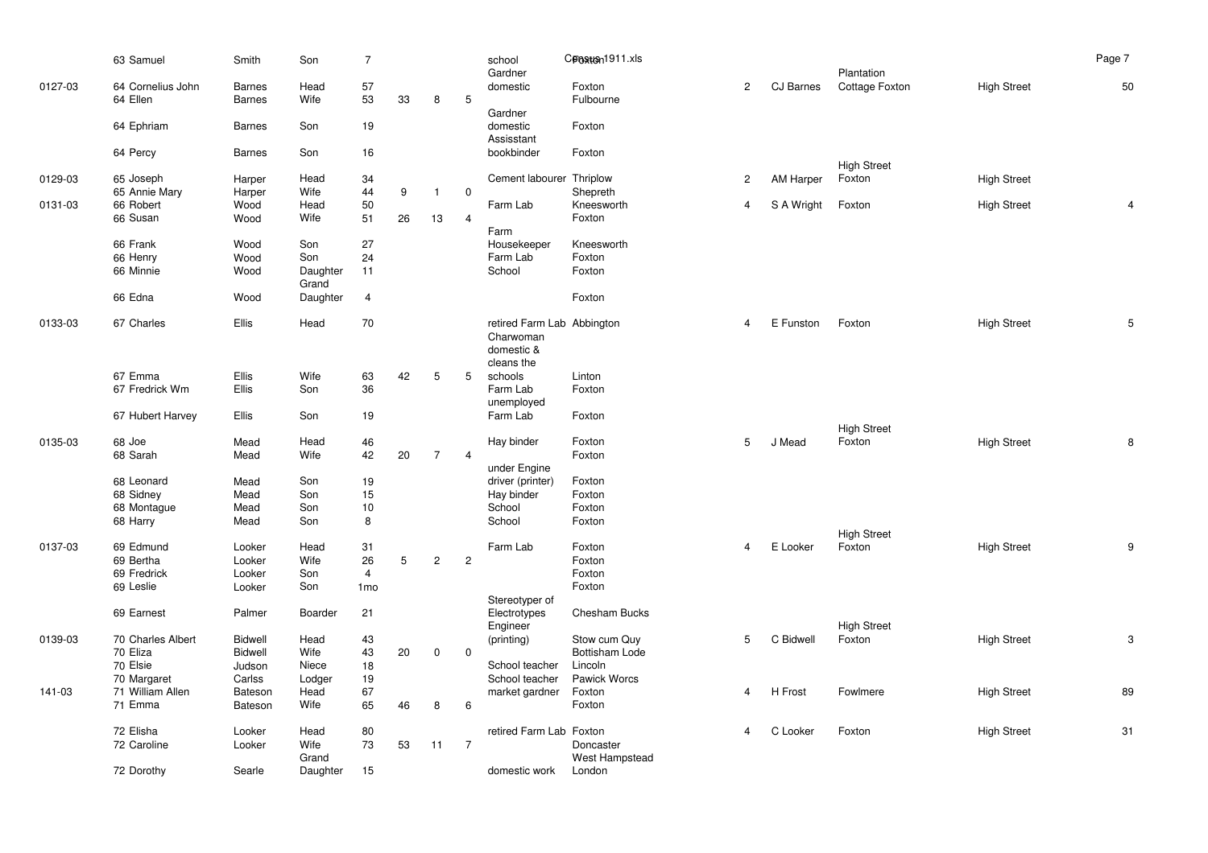| | | | | | | | | | | | | | | |
|---|---|---|---|---|---|---|---|---|---|---|---|---|---|---|
| | 63 Samuel | Smith | Son | 7 | | | | school | | | | | | |
| 0127-03 | 64 Cornelius John | Barnes | Head | 57 | | | | Gardner domestic | Foxton | 2 | CJ Barnes | Plantation Cottage Foxton | High Street | 50 |
| | 64 Ellen | Barnes | Wife | 53 | 33 | 8 | 5 | | Fulbourne | | | | | |
| | 64 Ephriam | Barnes | Son | 19 | | | | Gardner domestic | Foxton | | | | | |
| | 64 Percy | Barnes | Son | 16 | | | | Assisstant bookbinder | Foxton | | | | | |
| 0129-03 | 65 Joseph | Harper | Head | 34 | | | | Cement labourer | Thriplow | 2 | AM Harper | High Street Foxton | High Street | |
| | 65 Annie Mary | Harper | Wife | 44 | 9 | 1 | 0 | | Shepreth | | | | | |
| 0131-03 | 66 Robert | Wood | Head | 50 | | | | Farm Lab | Kneesworth | 4 | S A Wright | Foxton | High Street | 4 |
| | 66 Susan | Wood | Wife | 51 | 26 | 13 | 4 | | Foxton | | | | | |
| | 66 Frank | Wood | Son | 27 | | | | Farm Housekeeper | Kneesworth | | | | | |
| | 66 Henry | Wood | Son | 24 | | | | Farm Lab | Foxton | | | | | |
| | 66 Minnie | Wood | Daughter | 11 | | | | School | Foxton | | | | | |
| | 66 Edna | Wood | Grand Daughter | 4 | | | | | Foxton | | | | | |
| 0133-03 | 67 Charles | Ellis | Head | 70 | | | | retired Farm Lab | Abbington | 4 | E Funston | Foxton | High Street | 5 |
| | 67 Emma | Ellis | Wife | 63 | 42 | 5 | 5 | Charwoman domestic & cleans the schools | Linton | | | | | |
| | 67 Fredrick Wm | Ellis | Son | 36 | | | | Farm Lab | Foxton | | | | | |
| | 67 Hubert Harvey | Ellis | Son | 19 | | | | unemployed Farm Lab | Foxton | | | | | |
| 0135-03 | 68 Joe | Mead | Head | 46 | | | | Hay binder | Foxton | 5 | J Mead | High Street Foxton | High Street | 8 |
| | 68 Sarah | Mead | Wife | 42 | 20 | 7 | 4 | | Foxton | | | | | |
| | 68 Leonard | Mead | Son | 19 | | | | under Engine driver (printer) | Foxton | | | | | |
| | 68 Sidney | Mead | Son | 15 | | | | Hay binder | Foxton | | | | | |
| | 68 Montague | Mead | Son | 10 | | | | School | Foxton | | | | | |
| | 68 Harry | Mead | Son | 8 | | | | School | Foxton | | | | | |
| 0137-03 | 69 Edmund | Looker | Head | 31 | | | | Farm Lab | Foxton | 4 | E Looker | High Street Foxton | High Street | 9 |
| | 69 Bertha | Looker | Wife | 26 | 5 | 2 | 2 | | Foxton | | | | | |
| | 69 Fredrick | Looker | Son | 4 | | | | | Foxton | | | | | |
| | 69 Leslie | Looker | Son | 1mo | | | | | Foxton | | | | | |
| | 69 Earnest | Palmer | Boarder | 21 | | | | Stereotyper of Electrotypes | Chesham Bucks | | | | | |
| 0139-03 | 70 Charles Albert | Bidwell | Head | 43 | | | | Engineer (printing) | Stow cum Quy | 5 | C Bidwell | High Street Foxton | High Street | 3 |
| | 70 Eliza | Bidwell | Wife | 43 | 20 | 0 | 0 | | Bottisham Lode | | | | | |
| | 70 Elsie | Judson | Niece | 18 | | | | School teacher | Lincoln | | | | | |
| | 70 Margaret | Carlss | Lodger | 19 | | | | School teacher | Pawick Worcs | | | | | |
| 141-03 | 71 William Allen | Bateson | Head | 67 | | | | market gardner | Foxton | 4 | H Frost | Fowlmere | High Street | 89 |
| | 71 Emma | Bateson | Wife | 65 | 46 | 8 | 6 | | Foxton | | | | | |
| | 72 Elisha | Looker | Head | 80 | | | | retired Farm Lab | Foxton | 4 | C Looker | Foxton | High Street | 31 |
| | 72 Caroline | Looker | Wife | 73 | 53 | 11 | 7 | | Doncaster | | | | | |
| | 72 Dorothy | Searle | Grand Daughter | 15 | | | | domestic work | West Hampstead London | | | | | |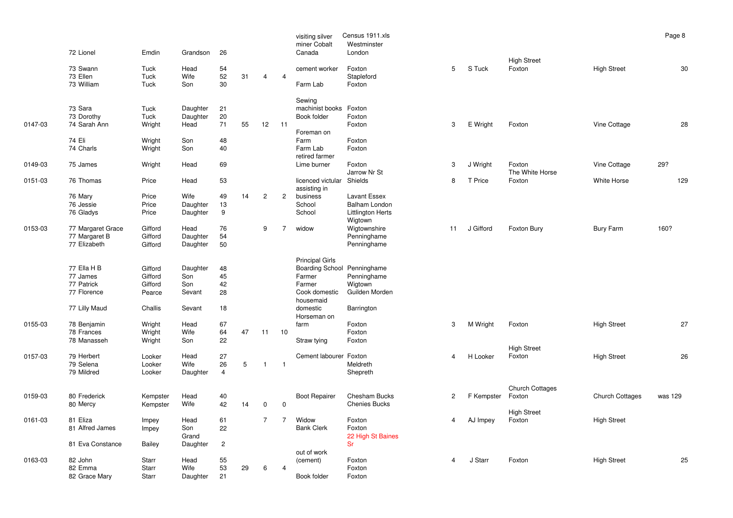Census 1911.xls

| | No | Forename | Surname | Relation | Age | Yrs married | Children born | Children living | Occupation | Birthplace | Rooms | Head | Address | Street | Ref |
|---|---|---|---|---|---|---|---|---|---|---|---|---|---|---|---|
| | 72 | Lionel | Emdin | Grandson | 26 | | | | visiting silver miner Cobalt Canada | Westminster London | | | | | |
| | 73 | Swann | Tuck | Head | 54 | | | | cement worker | Foxton | 5 | S Tuck | High Street Foxton | High Street | 30 |
| | 73 | Ellen | Tuck | Wife | 52 | 31 | 4 | 4 | | Stapleford | | | | | |
| | 73 | William | Tuck | Son | 30 | | | | Farm Lab | Foxton | | | | | |
| | 73 | Sara | Tuck | Daughter | 21 | | | | Sewing machinist books | Foxton | | | | | |
| | 73 | Dorothy | Tuck | Daughter | 20 | | | | Book folder | Foxton | | | | | |
| 0147-03 | 74 | Sarah Ann | Wright | Head | 71 | 55 | 12 | 11 | | Foxton | 3 | E Wright | Foxton | Vine Cottage | 28 |
| | 74 | Eli | Wright | Son | 48 | | | | Foreman on Farm | Foxton | | | | | |
| | 74 | Charls | Wright | Son | 40 | | | | Farm Lab | Foxton | | | | | |
| 0149-03 | 75 | James | Wright | Head | 69 | | | | retired farmer Lime burner | Foxton | 3 | J Wright | Foxton | Vine Cottage | 29? |
| 0151-03 | 76 | Thomas | Price | Head | 53 | | | | licenced victular | Jarrow Nr St Shields | 8 | T Price | The White Horse Foxton | White Horse | 129 |
| | 76 | Mary | Price | Wife | 49 | 14 | 2 | 2 | assisting in business | Lavant Essex | | | | | |
| | 76 | Jessie | Price | Daughter | 13 | | | | School | Balham London | | | | | |
| | 76 | Gladys | Price | Daughter | 9 | | | | School | Littlington Herts | | | | | |
| 0153-03 | 77 | Margaret Grace | Gifford | Head | 76 | | 9 | 7 | widow | Wigtown Wigtownshire | 11 | J Gifford | Foxton Bury | Bury Farm | 160? |
| | 77 | Margaret B | Gifford | Daughter | 54 | | | | | Penninghame | | | | | |
| | 77 | Elizabeth | Gifford | Daughter | 50 | | | | | Penninghame | | | | | |
| | 77 | Ella H B | Gifford | Daughter | 48 | | | | Principal Girls Boarding School | Penninghame | | | | | |
| | 77 | James | Gifford | Son | 45 | | | | Farmer | Penninghame | | | | | |
| | 77 | Patrick | Gifford | Son | 42 | | | | Farmer | Wigtown | | | | | |
| | 77 | Florence | Pearce | Sevant | 28 | | | | Cook domestic | Guilden Morden | | | | | |
| | 77 | Lilly Maud | Challis | Sevant | 18 | | | | housemaid domestic | Barrington | | | | | |
| 0155-03 | 78 | Benjamin | Wright | Head | 67 | | | | Horseman on farm | Foxton | 3 | M Wright | Foxton | High Street | 27 |
| | 78 | Frances | Wright | Wife | 64 | 47 | 11 | 10 | | Foxton | | | | | |
| | 78 | Manasseh | Wright | Son | 22 | | | | Straw tying | Foxton | | | | | |
| 0157-03 | 79 | Herbert | Looker | Head | 27 | | | | Cement labourer | Foxton | 4 | H Looker | High Street Foxton | High Street | 26 |
| | 79 | Selena | Looker | Wife | 26 | 5 | 1 | 1 | | Meldreth | | | | | |
| | 79 | Mildred | Looker | Daughter | 4 | | | | | Shepreth | | | | | |
| 0159-03 | 80 | Frederick | Kempster | Head | 40 | | | | Boot Repairer | Chesham Bucks | 2 | F Kempster | Church Cottages Foxton | Church Cottages | was 129 |
| | 80 | Mercy | Kempster | Wife | 42 | 14 | 0 | 0 | | Chenies Bucks | | | | | |
| 0161-03 | 81 | Eliza | Impey | Head | 61 | | 7 | 7 | Widow | Foxton | 4 | AJ Impey | High Street Foxton | High Street | |
| | 81 | Alfred James | Impey | Son | 22 | | | | Bank Clerk | Foxton | | | | | |
| | 81 | Eva Constance | Bailey | Grand Daughter | 2 | | | | | 22 High St Baines Sr | | | | | |
| 0163-03 | 82 | John | Starr | Head | 55 | | | | out of work (cement) | Foxton | 4 | J Starr | Foxton | High Street | 25 |
| | 82 | Emma | Starr | Wife | 53 | 29 | 6 | 4 | | Foxton | | | | | |
| | 82 | Grace Mary | Starr | Daughter | 21 | | | | Book folder | Foxton | | | | | |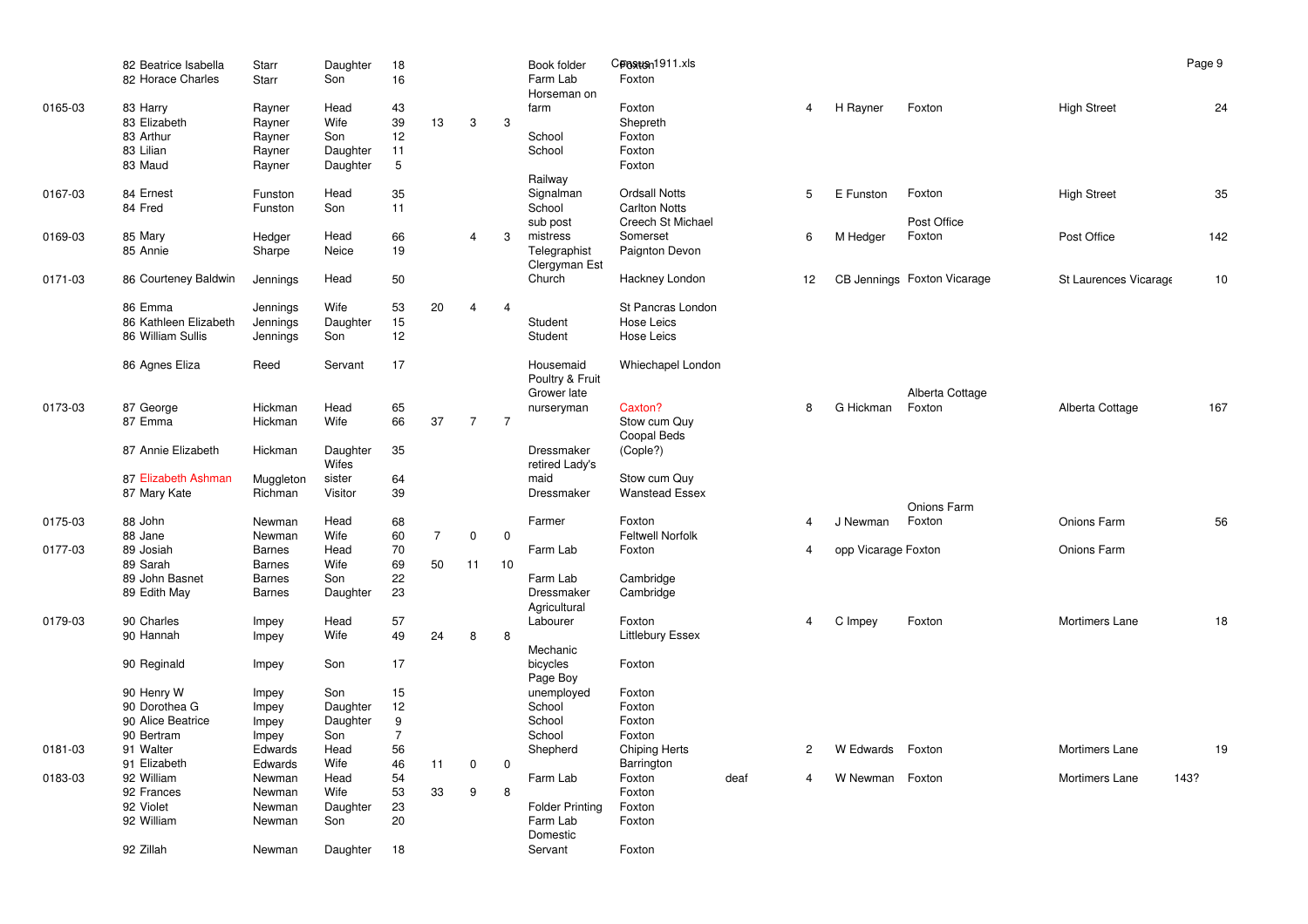| | | | | | | | | | | | | | | | | |
|---|---|---|---|---|---|---|---|---|---|---|---|---|---|---|---|---|
| | 82 | Beatrice Isabella | Starr | Daughter | 18 | | | | Book folder | Foxton | | | | | | |
| | 82 | Horace Charles | Starr | Son | 16 | | | | Farm Lab | Foxton | | | | | | |
| 0165-03 | 83 | Harry | Rayner | Head | 43 | | | | Horseman on farm | Foxton | | 4 | H Rayner | Foxton | High Street | 24 |
| | 83 | Elizabeth | Rayner | Wife | 39 | 13 | 3 | 3 | | Shepreth | | | | | | |
| | 83 | Arthur | Rayner | Son | 12 | | | | School | Foxton | | | | | | |
| | 83 | Lilian | Rayner | Daughter | 11 | | | | School | Foxton | | | | | | |
| | 83 | Maud | Rayner | Daughter | 5 | | | | | Foxton | | | | | | |
| 0167-03 | 84 | Ernest | Funston | Head | 35 | | | | Railway Signalman | Ordsall Notts | | 5 | E Funston | Foxton | High Street | 35 |
| | 84 | Fred | Funston | Son | 11 | | | | School | Carlton Notts | | | | | | |
| 0169-03 | 85 | Mary | Hedger | Head | 66 | | 4 | 3 | sub post mistress | Creech St Michael Somerset | | 6 | M Hedger | Post Office Foxton | Post Office | 142 |
| | 85 | Annie | Sharpe | Neice | 19 | | | | Telegraphist | Paignton Devon | | | | | | |
| 0171-03 | 86 | Courteney Baldwin | Jennings | Head | 50 | | | | Clergyman Est Church | Hackney London | | 12 | CB Jennings | Foxton Vicarage | St Laurences Vicarage | 10 |
| | 86 | Emma | Jennings | Wife | 53 | 20 | 4 | 4 | | St Pancras London | | | | | | |
| | 86 | Kathleen Elizabeth | Jennings | Daughter | 15 | | | | Student | Hose Leics | | | | | | |
| | 86 | William Sullis | Jennings | Son | 12 | | | | Student | Hose Leics | | | | | | |
| | 86 | Agnes Eliza | Reed | Servant | 17 | | | | Housemaid | Whiechapel London | | | | | | |
| 0173-03 | 87 | George | Hickman | Head | 65 | | | | Poultry & Fruit Grower late nurseryman | Caxton? | | 8 | G Hickman | Alberta Cottage Foxton | Alberta Cottage | 167 |
| | 87 | Emma | Hickman | Wife | 66 | 37 | 7 | 7 | | Stow cum Quy | | | | | | |
| | 87 | Annie Elizabeth | Hickman | Daughter | 35 | | | | Dressmaker | Coopal Beds (Cople?) | | | | | | |
| | 87 | Elizabeth Ashman | Muggleton | Wifes sister | 64 | | | | retired Lady's maid | Stow cum Quy | | | | | | |
| | 87 | Mary Kate | Richman | Visitor | 39 | | | | Dressmaker | Wanstead Essex | | | | | | |
| 0175-03 | 88 | John | Newman | Head | 68 | | | | Farmer | Foxton | | 4 | J Newman | Onions Farm Foxton | Onions Farm | 56 |
| | 88 | Jane | Newman | Wife | 60 | 7 | 0 | 0 | | Feltwell Norfolk | | | | | | |
| 0177-03 | 89 | Josiah | Barnes | Head | 70 | | | | Farm Lab | Foxton | | 4 | opp Vicarage | Foxton | Onions Farm | |
| | 89 | Sarah | Barnes | Wife | 69 | 50 | 11 | 10 | | | | | | | | |
| | 89 | John Basnet | Barnes | Son | 22 | | | | Farm Lab | Cambridge | | | | | | |
| | 89 | Edith May | Barnes | Daughter | 23 | | | | Dressmaker | Cambridge | | | | | | |
| 0179-03 | 90 | Charles | Impey | Head | 57 | | | | Agricultural Labourer | Foxton | | 4 | C Impey | Foxton | Mortimers Lane | 18 |
| | 90 | Hannah | Impey | Wife | 49 | 24 | 8 | 8 | | Littlebury Essex | | | | | | |
| | 90 | Reginald | Impey | Son | 17 | | | | Mechanic bicycles | Foxton | | | | | | |
| | 90 | Henry W | Impey | Son | 15 | | | | Page Boy unemployed | Foxton | | | | | | |
| | 90 | Dorothea G | Impey | Daughter | 12 | | | | School | Foxton | | | | | | |
| | 90 | Alice Beatrice | Impey | Daughter | 9 | | | | School | Foxton | | | | | | |
| | 90 | Bertram | Impey | Son | 7 | | | | School | Foxton | | | | | | |
| 0181-03 | 91 | Walter | Edwards | Head | 56 | | | | Shepherd | Chiping Herts | | 2 | W Edwards | Foxton | Mortimers Lane | 19 |
| | 91 | Elizabeth | Edwards | Wife | 46 | 11 | 0 | 0 | | Barrington | | | | | | |
| 0183-03 | 92 | William | Newman | Head | 54 | | | | Farm Lab | Foxton | deaf | 4 | W Newman | Foxton | Mortimers Lane | 143? |
| | 92 | Frances | Newman | Wife | 53 | 33 | 9 | 8 | | Foxton | | | | | | |
| | 92 | Violet | Newman | Daughter | 23 | | | | Folder Printing | Foxton | | | | | | |
| | 92 | William | Newman | Son | 20 | | | | Farm Lab | Foxton | | | | | | |
| | 92 | Zillah | Newman | Daughter | 18 | | | | Domestic Servant | Foxton | | | | | | |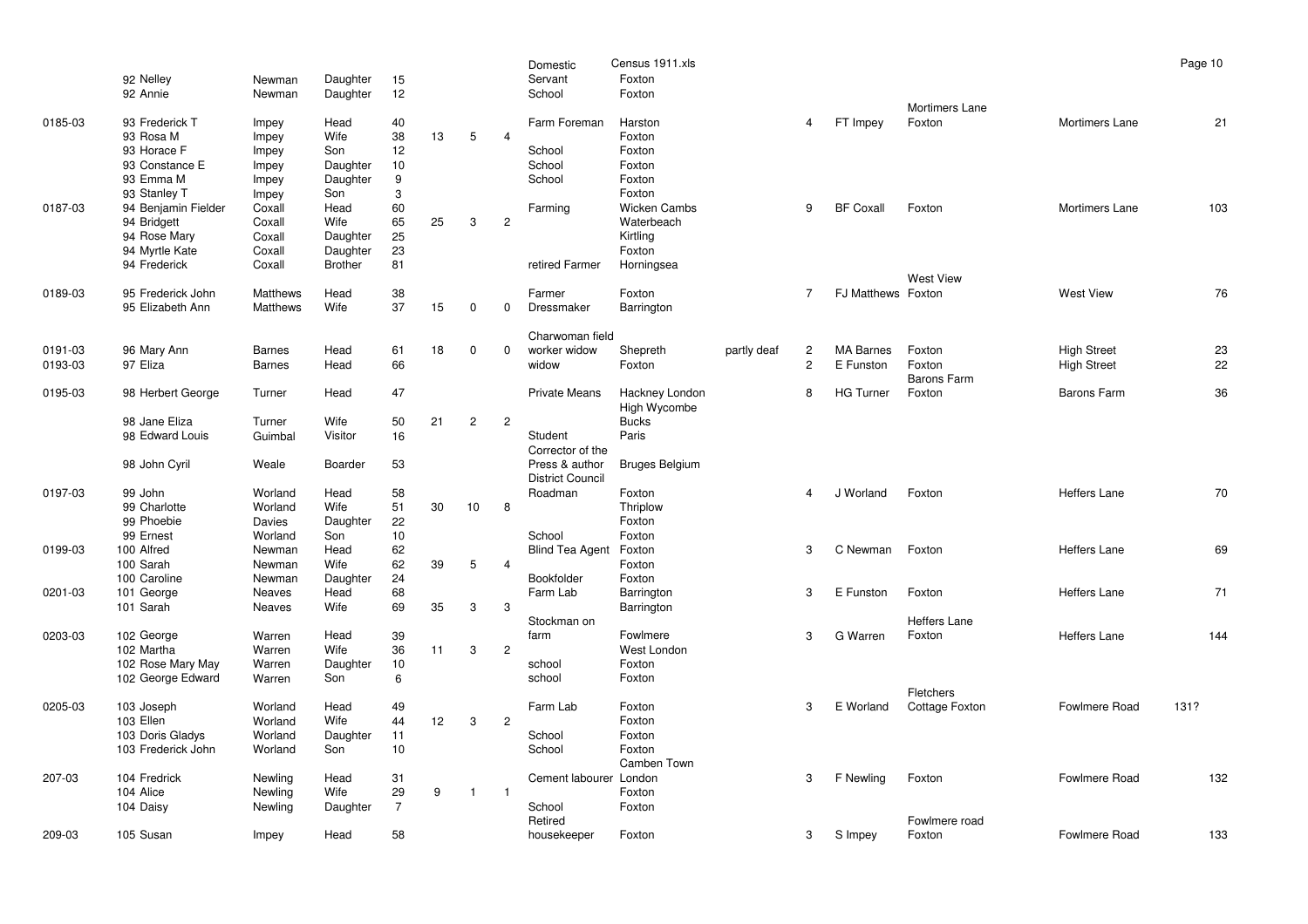| | | | | | | | | | | | | | | | |
|---|---|---|---|---|---|---|---|---|---|---|---|---|---|---|---|
| | 92 Nelley | Newman | Daughter | 15 | | | | Domestic Servant | Foxton | | | | | | |
| | 92 Annie | Newman | Daughter | 12 | | | | School | Foxton | | | | | | |
| 0185-03 | 93 Frederick T | Impey | Head | 40 | | | | Farm Foreman | Harston | | 4 | FT Impey | Mortimers Lane Foxton | Mortimers Lane | 21 |
| | 93 Rosa M | Impey | Wife | 38 | 13 | 5 | 4 | | Foxton | | | | | | |
| | 93 Horace F | Impey | Son | 12 | | | | School | Foxton | | | | | | |
| | 93 Constance E | Impey | Daughter | 10 | | | | School | Foxton | | | | | | |
| | 93 Emma M | Impey | Daughter | 9 | | | | School | Foxton | | | | | | |
| | 93 Stanley T | Impey | Son | 3 | | | | | Foxton | | | | | | |
| 0187-03 | 94 Benjamin Fielder | Coxall | Head | 60 | | | | Farming | Wicken Cambs | | 9 | BF Coxall | Foxton | Mortimers Lane | 103 |
| | 94 Bridgett | Coxall | Wife | 65 | 25 | 3 | 2 | | Waterbeach | | | | | | |
| | 94 Rose Mary | Coxall | Daughter | 25 | | | | | Kirtling | | | | | | |
| | 94 Myrtle Kate | Coxall | Daughter | 23 | | | | | Foxton | | | | | | |
| | 94 Frederick | Coxall | Brother | 81 | | | | retired Farmer | Horningsea | | | | | | |
| 0189-03 | 95 Frederick John | Matthews | Head | 38 | | | | Farmer | Foxton | | 7 | FJ Matthews | West View Foxton | West View | 76 |
| | 95 Elizabeth Ann | Matthews | Wife | 37 | 15 | 0 | 0 | Dressmaker | Barrington | | | | | | |
| 0191-03 | 96 Mary Ann | Barnes | Head | 61 | 18 | 0 | 0 | Charwoman field worker widow | Shepreth | partly deaf | 2 | MA Barnes | Foxton | High Street | 23 |
| 0193-03 | 97 Eliza | Barnes | Head | 66 | | | | widow | Foxton | | 2 | E Funston | Foxton | High Street | 22 |
| 0195-03 | 98 Herbert George | Turner | Head | 47 | | | | Private Means | Hackney London | | 8 | HG Turner | Barons Farm Foxton | Barons Farm | 36 |
| | 98 Jane Eliza | Turner | Wife | 50 | 21 | 2 | 2 | | High Wycombe Bucks | | | | | | |
| | 98 Edward Louis | Guimbal | Visitor | 16 | | | | Student | Paris | | | | | | |
| | 98 John Cyril | Weale | Boarder | 53 | | | | Corrector of the Press & author | Bruges Belgium | | | | | | |
| 0197-03 | 99 John | Worland | Head | 58 | | | | District Council Roadman | Foxton | | 4 | J Worland | Foxton | Heffers Lane | 70 |
| | 99 Charlotte | Worland | Wife | 51 | 30 | 10 | 8 | | Thriplow | | | | | | |
| | 99 Phoebie | Davies | Daughter | 22 | | | | | Foxton | | | | | | |
| | 99 Ernest | Worland | Son | 10 | | | | School | Foxton | | | | | | |
| 0199-03 | 100 Alfred | Newman | Head | 62 | | | | Blind Tea Agent | Foxton | | 3 | C Newman | Foxton | Heffers Lane | 69 |
| | 100 Sarah | Newman | Wife | 62 | 39 | 5 | 4 | | Foxton | | | | | | |
| | 100 Caroline | Newman | Daughter | 24 | | | | Bookfolder | Foxton | | | | | | |
| 0201-03 | 101 George | Neaves | Head | 68 | | | | Farm Lab | Barrington | | 3 | E Funston | Foxton | Heffers Lane | 71 |
| | 101 Sarah | Neaves | Wife | 69 | 35 | 3 | 3 | | Barrington | | | | | | |
| 0203-03 | 102 George | Warren | Head | 39 | | | | Stockman on farm | Fowlmere | | 3 | G Warren | Heffers Lane Foxton | Heffers Lane | 144 |
| | 102 Martha | Warren | Wife | 36 | 11 | 3 | 2 | | West London | | | | | | |
| | 102 Rose Mary May | Warren | Daughter | 10 | | | | school | Foxton | | | | | | |
| | 102 George Edward | Warren | Son | 6 | | | | school | Foxton | | | | | | |
| 0205-03 | 103 Joseph | Worland | Head | 49 | | | | Farm Lab | Foxton | | 3 | E Worland | Fletchers Cottage Foxton | Fowlmere Road | 131? |
| | 103 Ellen | Worland | Wife | 44 | 12 | 3 | 2 | | Foxton | | | | | | |
| | 103 Doris Gladys | Worland | Daughter | 11 | | | | School | Foxton | | | | | | |
| | 103 Frederick John | Worland | Son | 10 | | | | School | Foxton | | | | | | |
| 207-03 | 104 Fredrick | Newling | Head | 31 | | | | Cement labourer | Camben Town London | | 3 | F Newling | Foxton | Fowlmere Road | 132 |
| | 104 Alice | Newling | Wife | 29 | 9 | 1 | 1 | | Foxton | | | | | | |
| | 104 Daisy | Newling | Daughter | 7 | | | | School | Foxton | | | | | | |
| 209-03 | 105 Susan | Impey | Head | 58 | | | | Retired housekeeper | Foxton | | 3 | S Impey | Fowlmere road Foxton | Fowlmere Road | 133 |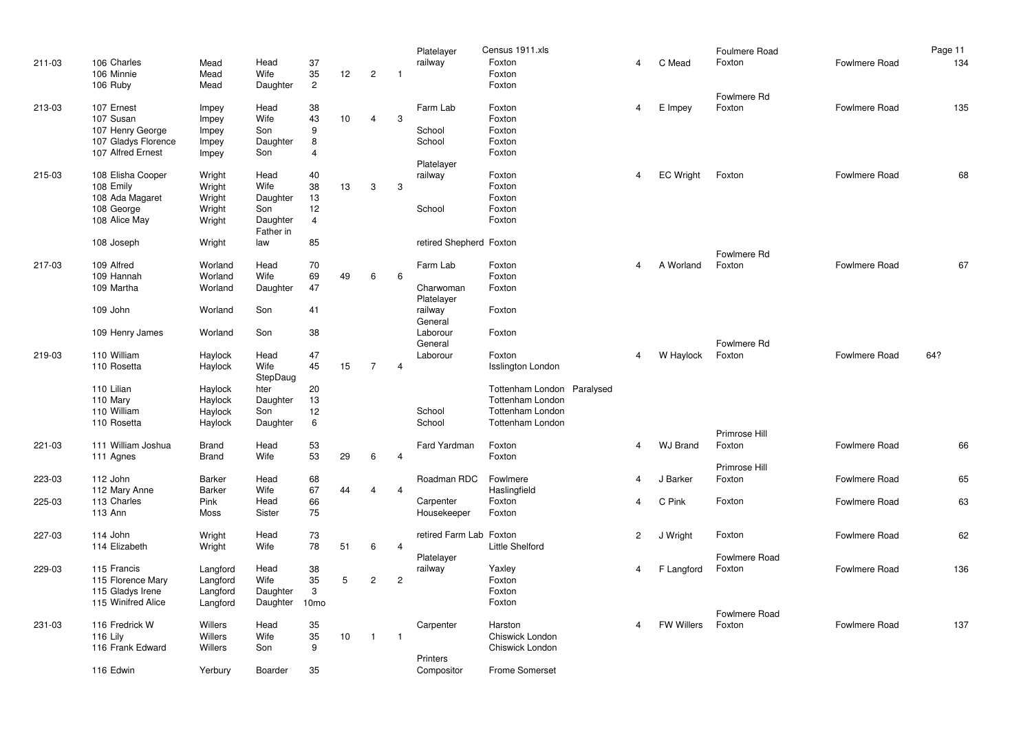Census 1911.xls

| | | | | | | | | | | | | | | | |
|---|---|---|---|---|---|---|---|---|---|---|---|---|---|---|---|
| 211-03 | 106 Charles | Mead | Head | 37 | | | | Platelayer railway | Foxton | | 4 | C Mead | Foulmere Road Foxton | Fowlmere Road | 134 |
| | 106 Minnie | Mead | Wife | 35 | 12 | 2 | 1 | | Foxton | | | | | | |
| | 106 Ruby | Mead | Daughter | 2 | | | | | Foxton | | | | | | |
| 213-03 | 107 Ernest | Impey | Head | 38 | | | | Farm Lab | Foxton | | 4 | E Impey | Fowlmere Rd Foxton | Fowlmere Road | 135 |
| | 107 Susan | Impey | Wife | 43 | 10 | 4 | 3 | | Foxton | | | | | | |
| | 107 Henry George | Impey | Son | 9 | | | | School | Foxton | | | | | | |
| | 107 Gladys Florence | Impey | Daughter | 8 | | | | School | Foxton | | | | | | |
| | 107 Alfred Ernest | Impey | Son | 4 | | | | | Foxton | | | | | | |
| 215-03 | 108 Elisha Cooper | Wright | Head | 40 | | | | Platelayer railway | Foxton | | 4 | EC Wright | Foxton | Fowlmere Road | 68 |
| | 108 Emily | Wright | Wife | 38 | 13 | 3 | 3 | | Foxton | | | | | | |
| | 108 Ada Magaret | Wright | Daughter | 13 | | | | | Foxton | | | | | | |
| | 108 George | Wright | Son | 12 | | | | School | Foxton | | | | | | |
| | 108 Alice May | Wright | Daughter | 4 | | | | | Foxton | | | | | | |
| | 108 Joseph | Wright | Father in law | 85 | | | | retired Shepherd | Foxton | | | | | | |
| 217-03 | 109 Alfred | Worland | Head | 70 | | | | Farm Lab | Foxton | | 4 | A Worland | Fowlmere Rd Foxton | Fowlmere Road | 67 |
| | 109 Hannah | Worland | Wife | 69 | 49 | 6 | 6 | | Foxton | | | | | | |
| | 109 Martha | Worland | Daughter | 47 | | | | Charwoman | Foxton | | | | | | |
| | 109 John | Worland | Son | 41 | | | | Platelayer railway | Foxton | | | | | | |
| | 109 Henry James | Worland | Son | 38 | | | | General Laborour | Foxton | | | | | | |
| 219-03 | 110 William | Haylock | Head | 47 | | | | General Laborour | Foxton | | 4 | W Haylock | Fowlmere Rd Foxton | Fowlmere Road | 64? |
| | 110 Rosetta | Haylock | Wife | 45 | 15 | 7 | 4 | | Isslington London | | | | | | |
| | 110 Lilian | Haylock | StepDaughter | 20 | | | | | Tottenham London | Paralysed | | | | | |
| | 110 Mary | Haylock | Daughter | 13 | | | | | Tottenham London | | | | | | |
| | 110 William | Haylock | Son | 12 | | | | School | Tottenham London | | | | | | |
| | 110 Rosetta | Haylock | Daughter | 6 | | | | School | Tottenham London | | | | | | |
| 221-03 | 111 William Joshua | Brand | Head | 53 | | | | Fard Yardman | Foxton | | 4 | WJ Brand | Primrose Hill Foxton | Fowlmere Road | 66 |
| | 111 Agnes | Brand | Wife | 53 | 29 | 6 | 4 | | Foxton | | | | | | |
| 223-03 | 112 John | Barker | Head | 68 | | | | Roadman RDC | Fowlmere | | 4 | J Barker | Primrose Hill Foxton | Fowlmere Road | 65 |
| | 112 Mary Anne | Barker | Wife | 67 | 44 | 4 | 4 | | Haslingfield | | | | | | |
| 225-03 | 113 Charles | Pink | Head | 66 | | | | Carpenter | Foxton | | 4 | C Pink | Foxton | Fowlmere Road | 63 |
| | 113 Ann | Moss | Sister | 75 | | | | Housekeeper | Foxton | | | | | | |
| 227-03 | 114 John | Wright | Head | 73 | | | | retired Farm Lab | Foxton | | 2 | J Wright | Foxton | Fowlmere Road | 62 |
| | 114 Elizabeth | Wright | Wife | 78 | 51 | 6 | 4 | | Little Shelford | | | | | | |
| 229-03 | 115 Francis | Langford | Head | 38 | | | | Platelayer railway | Yaxley | | 4 | F Langford | Fowlmere Road Foxton | Fowlmere Road | 136 |
| | 115 Florence Mary | Langford | Wife | 35 | 5 | 2 | 2 | | Foxton | | | | | | |
| | 115 Gladys Irene | Langford | Daughter | 3 | | | | | Foxton | | | | | | |
| | 115 Winifred Alice | Langford | Daughter | 10mo | | | | | Foxton | | | | | | |
| 231-03 | 116 Fredrick W | Willers | Head | 35 | | | | Carpenter | Harston | | 4 | FW Willers | Fowlmere Road Foxton | Fowlmere Road | 137 |
| | 116 Lily | Willers | Wife | 35 | 10 | 1 | 1 | | Chiswick London | | | | | | |
| | 116 Frank Edward | Willers | Son | 9 | | | | | Chiswick London | | | | | | |
| | 116 Edwin | Yerbury | Boarder | 35 | | | | Printers Compositor | Frome Somerset | | | | | | |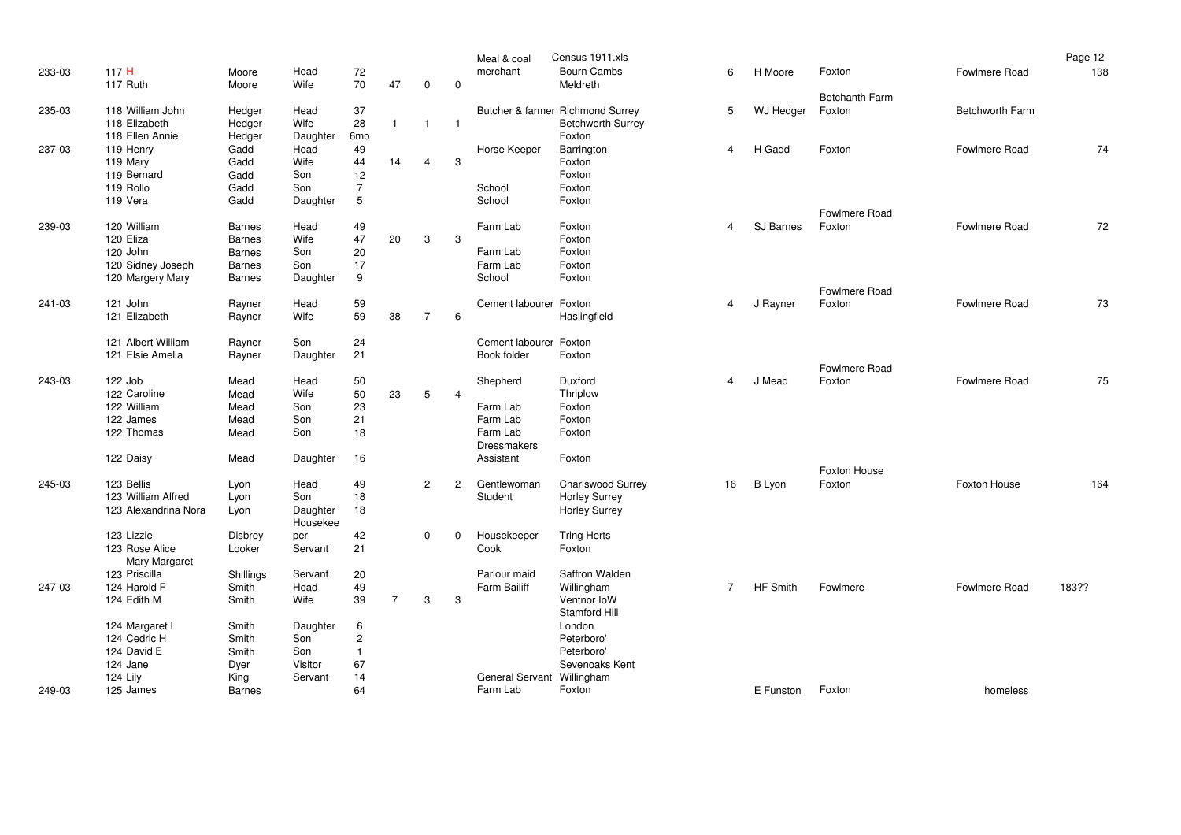Census 1911.xls

| | | | | | | | | | | | | | | | |
|---|---|---|---|---|---|---|---|---|---|---|---|---|---|---|---|
| 233-03 | 117 | H | Moore | Head | 72 | | | | Meal & coal merchant | Bourn Cambs | 6 | H Moore | Foxton | Fowlmere Road | 138 |
| | 117 | Ruth | Moore | Wife | 70 | 47 | 0 | 0 | | Meldreth | | | | | |
| 235-03 | 118 | William John | Hedger | Head | 37 | | | | Butcher & farmer | Richmond Surrey | 5 | WJ Hedger | Betchanth Farm Foxton | Betchworth Farm | |
| | 118 | Elizabeth | Hedger | Wife | 28 | 1 | 1 | 1 | | Betchworth Surrey | | | | | |
| | 118 | Ellen Annie | Hedger | Daughter | 6mo | | | | | Foxton | | | | | |
| 237-03 | 119 | Henry | Gadd | Head | 49 | | | | Horse Keeper | Barrington | 4 | H Gadd | Foxton | Fowlmere Road | 74 |
| | 119 | Mary | Gadd | Wife | 44 | 14 | 4 | 3 | | Foxton | | | | | |
| | 119 | Bernard | Gadd | Son | 12 | | | | | Foxton | | | | | |
| | 119 | Rollo | Gadd | Son | 7 | | | | School | Foxton | | | | | |
| | 119 | Vera | Gadd | Daughter | 5 | | | | School | Foxton | | | | | |
| 239-03 | 120 | William | Barnes | Head | 49 | | | | Farm Lab | Foxton | 4 | SJ Barnes | Fowlmere Road Foxton | Fowlmere Road | 72 |
| | 120 | Eliza | Barnes | Wife | 47 | 20 | 3 | 3 | | Foxton | | | | | |
| | 120 | John | Barnes | Son | 20 | | | | Farm Lab | Foxton | | | | | |
| | 120 | Sidney Joseph | Barnes | Son | 17 | | | | Farm Lab | Foxton | | | | | |
| | 120 | Margery Mary | Barnes | Daughter | 9 | | | | School | Foxton | | | | | |
| 241-03 | 121 | John | Rayner | Head | 59 | | | | Cement labourer | Foxton | 4 | J Rayner | Fowlmere Road Foxton | Fowlmere Road | 73 |
| | 121 | Elizabeth | Rayner | Wife | 59 | 38 | 7 | 6 | | Haslingfield | | | | | |
| | 121 | Albert William | Rayner | Son | 24 | | | | Cement labourer | Foxton | | | | | |
| | 121 | Elsie Amelia | Rayner | Daughter | 21 | | | | Book folder | Foxton | | | | | |
| 243-03 | 122 | Job | Mead | Head | 50 | | | | Shepherd | Duxford | 4 | J Mead | Fowlmere Road Foxton | Fowlmere Road | 75 |
| | 122 | Caroline | Mead | Wife | 50 | 23 | 5 | 4 | | Thriplow | | | | | |
| | 122 | William | Mead | Son | 23 | | | | Farm Lab | Foxton | | | | | |
| | 122 | James | Mead | Son | 21 | | | | Farm Lab | Foxton | | | | | |
| | 122 | Thomas | Mead | Son | 18 | | | | Farm Lab | Foxton | | | | | |
| | 122 | Daisy | Mead | Daughter | 16 | | | | Dressmakers Assistant | Foxton | | | | | |
| 245-03 | 123 | Bellis | Lyon | Head | 49 | | 2 | 2 | Gentlewoman | Charlswood Surrey | 16 | B Lyon | Foxton House Foxton | Foxton House | 164 |
| | 123 | William Alfred | Lyon | Son | 18 | | | | Student | Horley Surrey | | | | | |
| | 123 | Alexandrina Nora | Lyon | Daughter | 18 | | | | | Horley Surrey | | | | | |
| | 123 | Lizzie | Disbrey | Housekeeper | 42 | | 0 | 0 | Housekeeper | Tring Herts | | | | | |
| | 123 | Rose Alice | Looker | Servant | 21 | | | | Cook | Foxton | | | | | |
| | 123 | Mary Margaret Priscilla | Shillings | Servant | 20 | | | | Parlour maid | Saffron Walden | | | | | |
| 247-03 | 124 | Harold F | Smith | Head | 49 | | | | Farm Bailiff | Willingham | 7 | HF Smith | Fowlmere | Fowlmere Road | 183?? |
| | 124 | Edith M | Smith | Wife | 39 | 7 | 3 | 3 | | Ventnor IoW | | | | | |
| | 124 | Margaret I | Smith | Daughter | 6 | | | | | Stamford Hill London | | | | | |
| | 124 | Cedric H | Smith | Son | 2 | | | | | Peterboro' | | | | | |
| | 124 | David E | Smith | Son | 1 | | | | | Peterboro' | | | | | |
| | 124 | Jane | Dyer | Visitor | 67 | | | | | Sevenoaks Kent | | | | | |
| | 124 | Lily | King | Servant | 14 | | | | General Servant | Willingham | | | | | |
| 249-03 | 125 | James | Barnes | | 64 | | | | Farm Lab | Foxton | | E Funston | Foxton | homeless | |